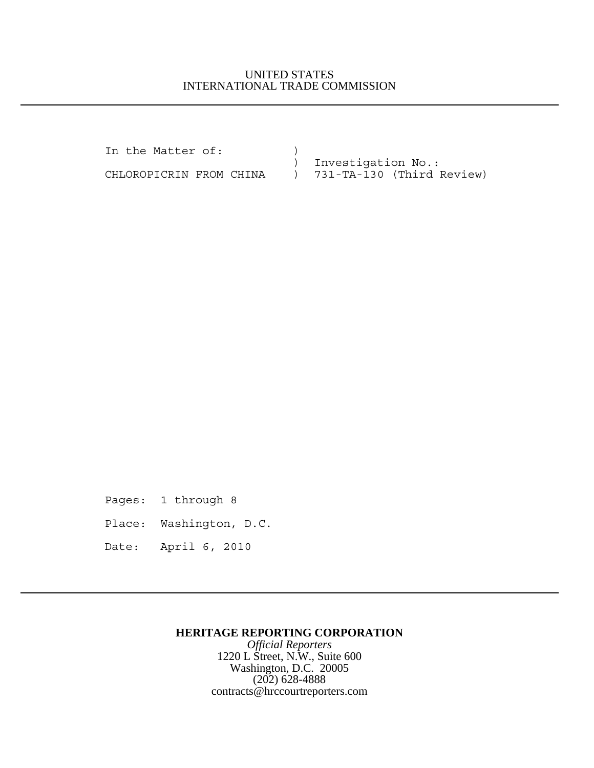UNITED STATES
INTERNATIONAL TRADE COMMISSION

---

```
In the Matter of:          )
                           )  Investigation No.:
CHLOROPICRIN FROM CHINA    )  731-TA-130 (Third Review)
```

Pages: 1 through 8

Place: Washington, D.C.

Date: April 6, 2010

---

**HERITAGE REPORTING CORPORATION**
*Official Reporters*
1220 L Street, N.W., Suite 600
Washington, D.C. 20005
(202) 628-4888
contracts@hrccourtreporters.com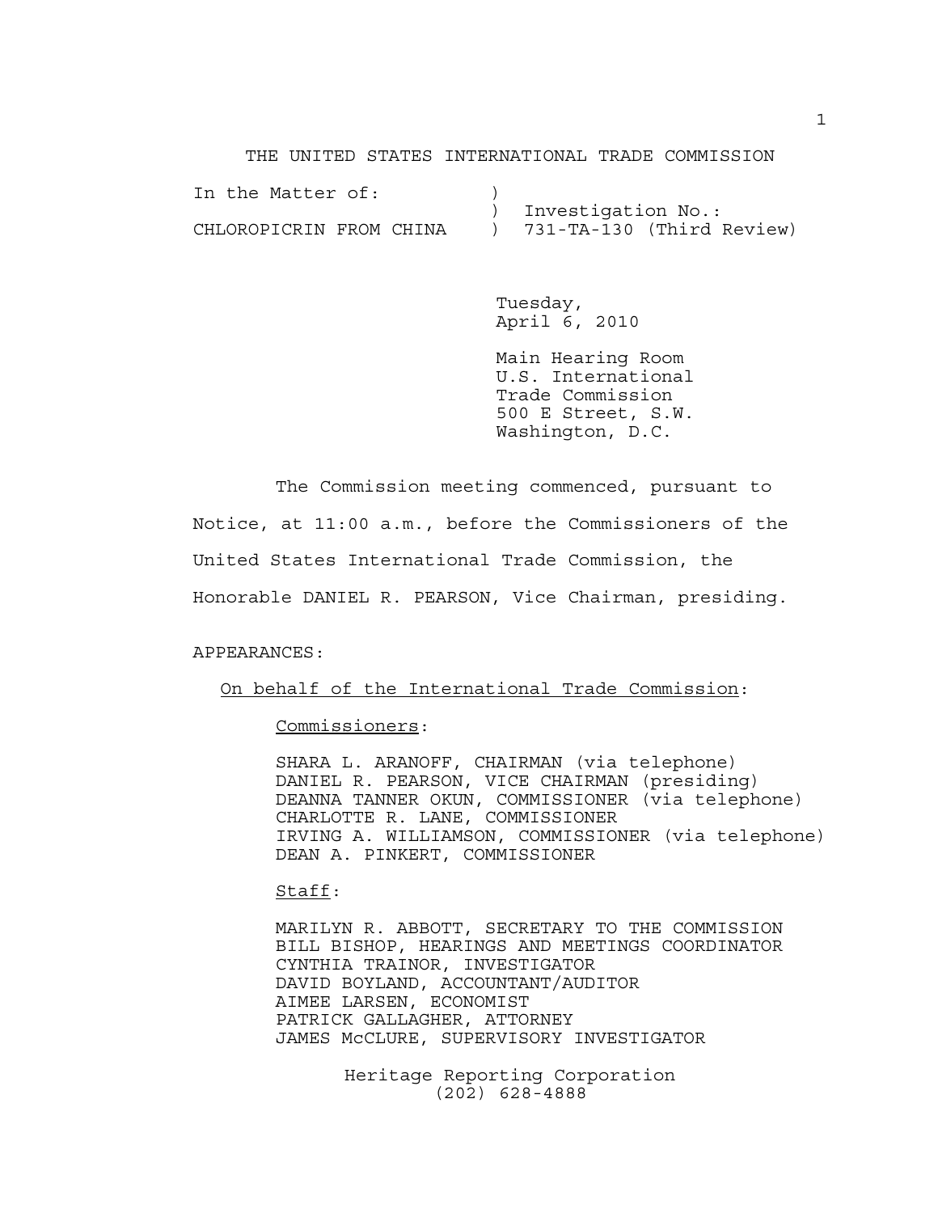THE UNITED STATES INTERNATIONAL TRADE COMMISSION

In the Matter of: ) Investigation No.:
CHLOROPICRIN FROM CHINA ) 731-TA-130 (Third Review)

Tuesday,
April 6, 2010

Main Hearing Room
U.S. International
Trade Commission
500 E Street, S.W.
Washington, D.C.

The Commission meeting commenced, pursuant to Notice, at 11:00 a.m., before the Commissioners of the United States International Trade Commission, the Honorable DANIEL R. PEARSON, Vice Chairman, presiding.

APPEARANCES:

On behalf of the International Trade Commission:

Commissioners:

SHARA L. ARANOFF, CHAIRMAN (via telephone)
DANIEL R. PEARSON, VICE CHAIRMAN (presiding)
DEANNA TANNER OKUN, COMMISSIONER (via telephone)
CHARLOTTE R. LANE, COMMISSIONER
IRVING A. WILLIAMSON, COMMISSIONER (via telephone)
DEAN A. PINKERT, COMMISSIONER

Staff:

MARILYN R. ABBOTT, SECRETARY TO THE COMMISSION
BILL BISHOP, HEARINGS AND MEETINGS COORDINATOR
CYNTHIA TRAINOR, INVESTIGATOR
DAVID BOYLAND, ACCOUNTANT/AUDITOR
AIMEE LARSEN, ECONOMIST
PATRICK GALLAGHER, ATTORNEY
JAMES McCLURE, SUPERVISORY INVESTIGATOR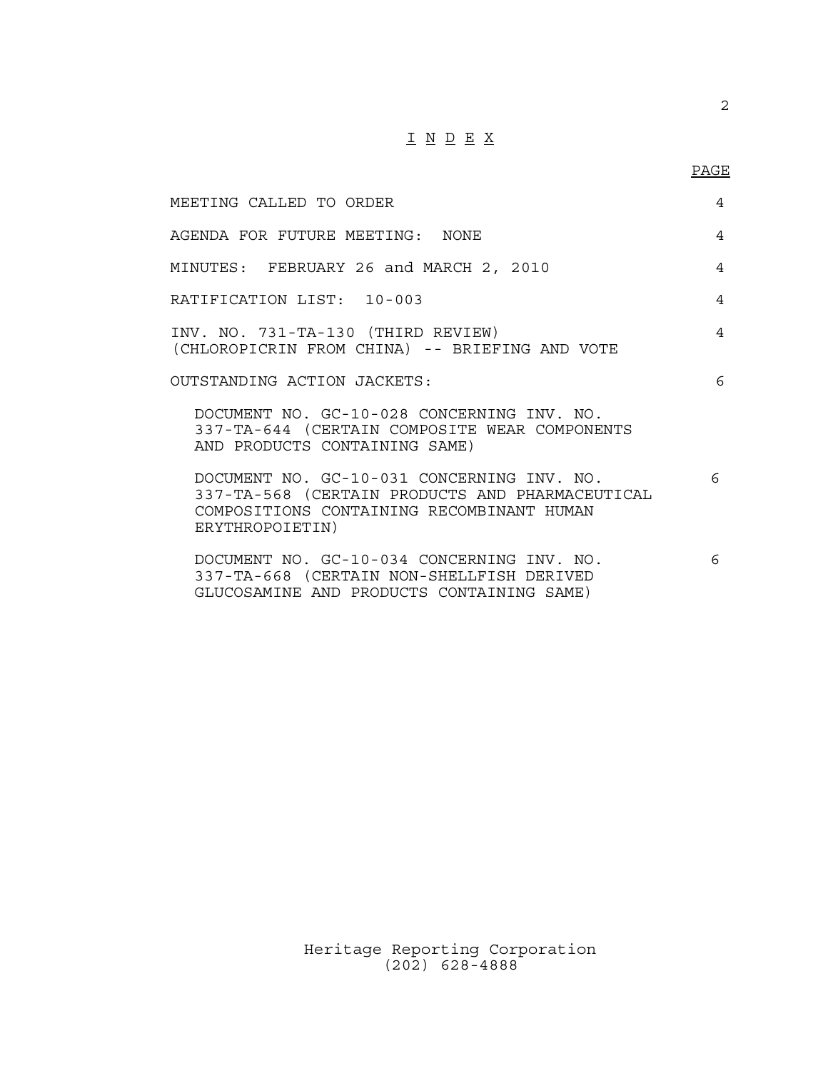# I N D E X

| | PAGE |
|---|---|
| MEETING CALLED TO ORDER | 4 |
| AGENDA FOR FUTURE MEETING: NONE | 4 |
| MINUTES: FEBRUARY 26 and MARCH 2, 2010 | 4 |
| RATIFICATION LIST: 10-003 | 4 |
| INV. NO. 731-TA-130 (THIRD REVIEW) (CHLOROPICRIN FROM CHINA) -- BRIEFING AND VOTE | 4 |
| OUTSTANDING ACTION JACKETS: | 6 |
| DOCUMENT NO. GC-10-028 CONCERNING INV. NO. 337-TA-644 (CERTAIN COMPOSITE WEAR COMPONENTS AND PRODUCTS CONTAINING SAME) | |
| DOCUMENT NO. GC-10-031 CONCERNING INV. NO. 337-TA-568 (CERTAIN PRODUCTS AND PHARMACEUTICAL COMPOSITIONS CONTAINING RECOMBINANT HUMAN ERYTHROPOIETIN) | 6 |
| DOCUMENT NO. GC-10-034 CONCERNING INV. NO. 337-TA-668 (CERTAIN NON-SHELLFISH DERIVED GLUCOSAMINE AND PRODUCTS CONTAINING SAME) | 6 |

Heritage Reporting Corporation
(202) 628-4888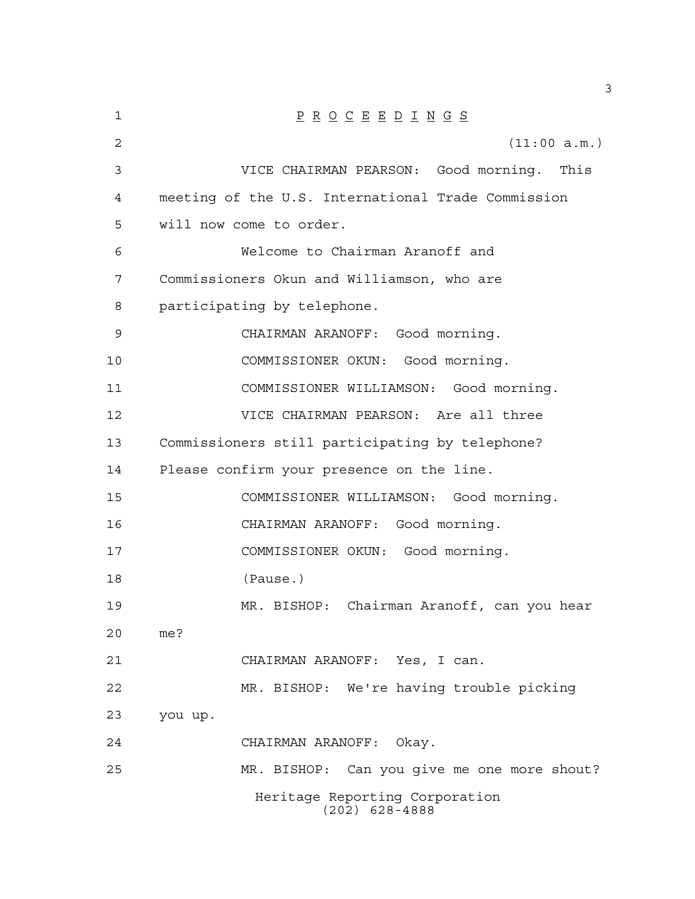P R O C E E D I N G S

(11:00 a.m.)

VICE CHAIRMAN PEARSON: Good morning. This meeting of the U.S. International Trade Commission will now come to order.

Welcome to Chairman Aranoff and Commissioners Okun and Williamson, who are participating by telephone.

CHAIRMAN ARANOFF: Good morning.

COMMISSIONER OKUN: Good morning.

COMMISSIONER WILLIAMSON: Good morning.

VICE CHAIRMAN PEARSON: Are all three Commissioners still participating by telephone? Please confirm your presence on the line.

COMMISSIONER WILLIAMSON: Good morning.

CHAIRMAN ARANOFF: Good morning.

COMMISSIONER OKUN: Good morning.

(Pause.)

MR. BISHOP: Chairman Aranoff, can you hear me?

CHAIRMAN ARANOFF: Yes, I can.

MR. BISHOP: We're having trouble picking you up.

CHAIRMAN ARANOFF: Okay.

MR. BISHOP: Can you give me one more shout?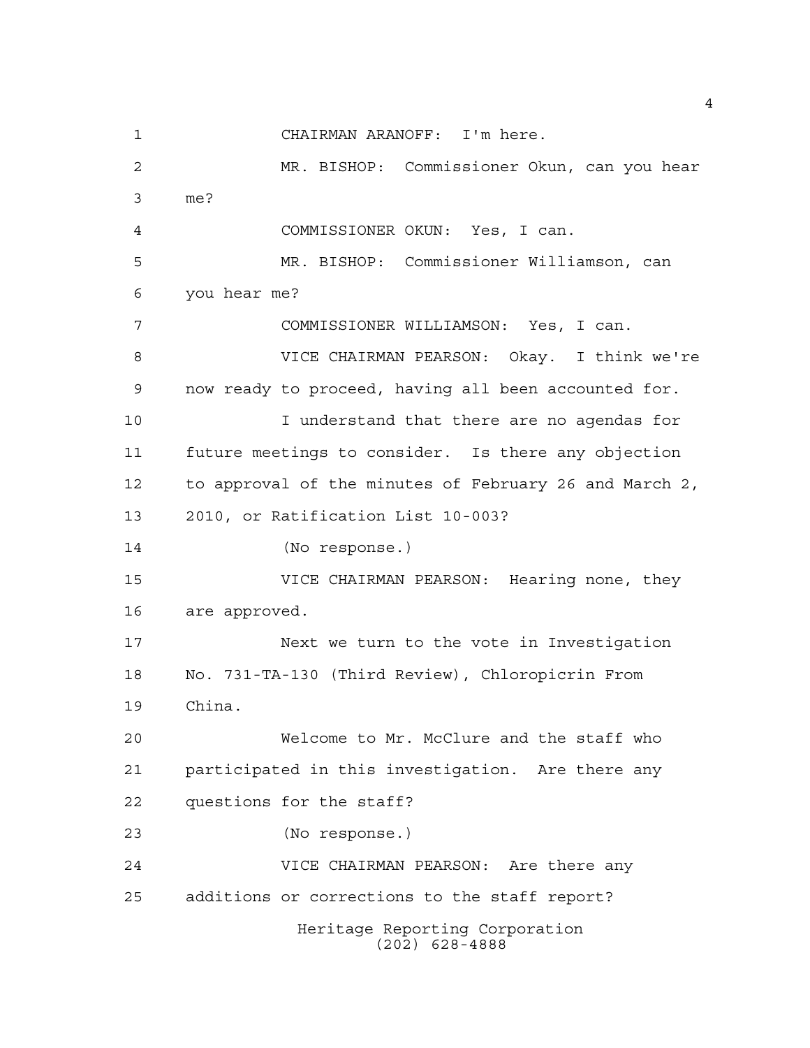CHAIRMAN ARANOFF: I'm here.

MR. BISHOP: Commissioner Okun, can you hear me?

COMMISSIONER OKUN: Yes, I can.

MR. BISHOP: Commissioner Williamson, can you hear me?

COMMISSIONER WILLIAMSON: Yes, I can.

VICE CHAIRMAN PEARSON: Okay. I think we're now ready to proceed, having all been accounted for.

I understand that there are no agendas for future meetings to consider. Is there any objection to approval of the minutes of February 26 and March 2, 2010, or Ratification List 10-003?

(No response.)

VICE CHAIRMAN PEARSON: Hearing none, they are approved.

Next we turn to the vote in Investigation No. 731-TA-130 (Third Review), Chloropicrin From China.

Welcome to Mr. McClure and the staff who participated in this investigation. Are there any questions for the staff?

(No response.)

VICE CHAIRMAN PEARSON: Are there any additions or corrections to the staff report?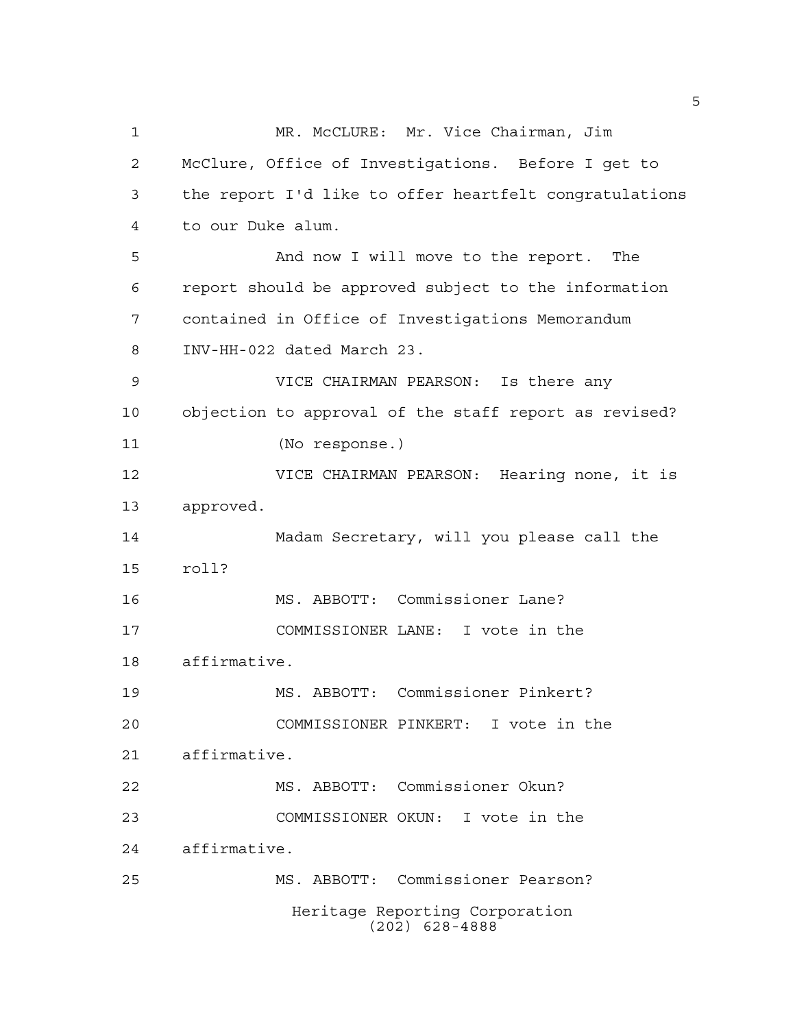MR. McCLURE: Mr. Vice Chairman, Jim McClure, Office of Investigations. Before I get to the report I'd like to offer heartfelt congratulations to our Duke alum.

And now I will move to the report. The report should be approved subject to the information contained in Office of Investigations Memorandum INV-HH-022 dated March 23.

VICE CHAIRMAN PEARSON: Is there any objection to approval of the staff report as revised?

(No response.)

VICE CHAIRMAN PEARSON: Hearing none, it is approved.

Madam Secretary, will you please call the roll?

MS. ABBOTT: Commissioner Lane?

COMMISSIONER LANE: I vote in the affirmative.

MS. ABBOTT: Commissioner Pinkert?

COMMISSIONER PINKERT: I vote in the affirmative.

MS. ABBOTT: Commissioner Okun?

COMMISSIONER OKUN: I vote in the affirmative.

MS. ABBOTT: Commissioner Pearson?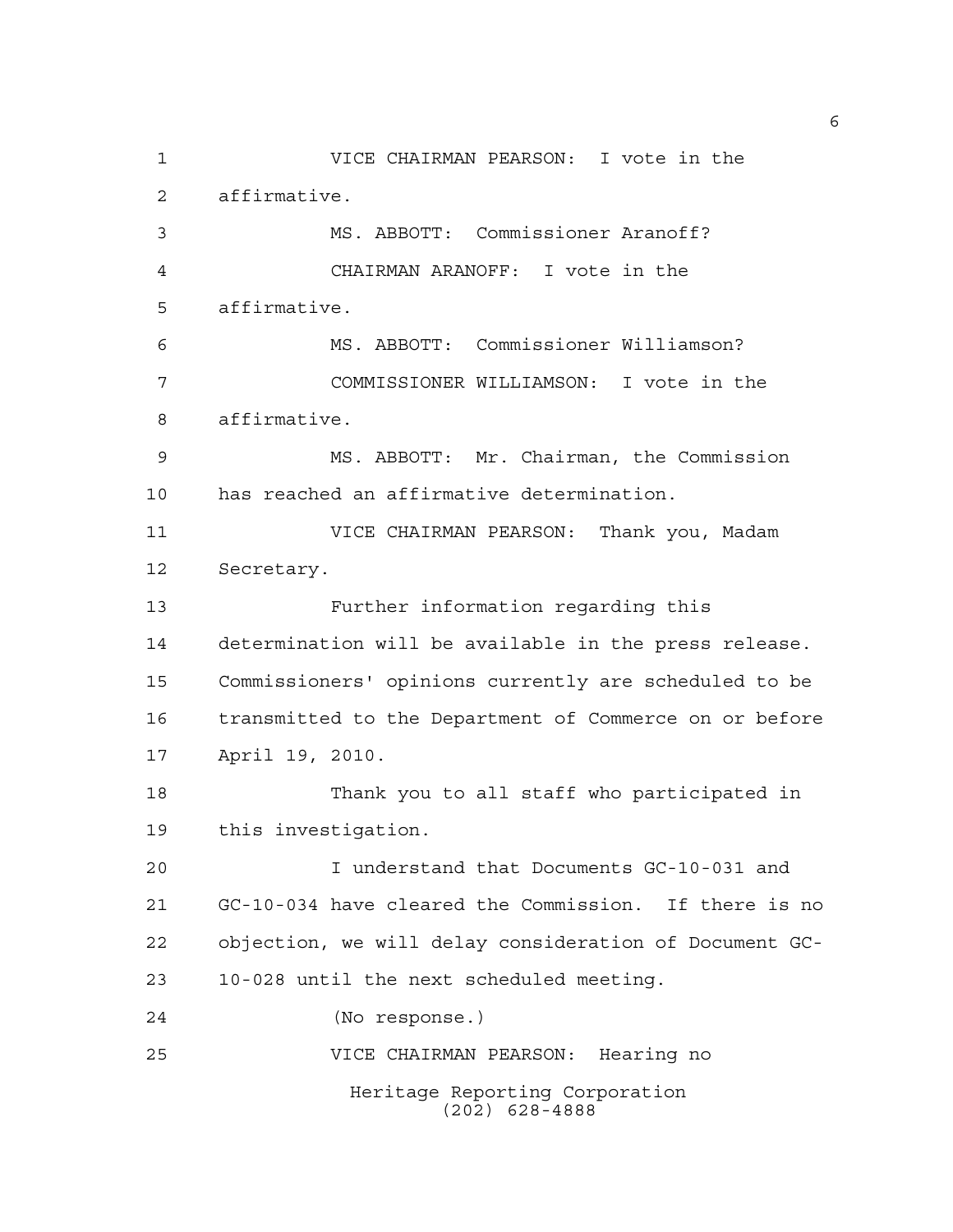VICE CHAIRMAN PEARSON: I vote in the affirmative.

MS. ABBOTT: Commissioner Aranoff?

CHAIRMAN ARANOFF: I vote in the affirmative.

MS. ABBOTT: Commissioner Williamson?

COMMISSIONER WILLIAMSON: I vote in the affirmative.

MS. ABBOTT: Mr. Chairman, the Commission has reached an affirmative determination.

VICE CHAIRMAN PEARSON: Thank you, Madam Secretary.

Further information regarding this determination will be available in the press release. Commissioners' opinions currently are scheduled to be transmitted to the Department of Commerce on or before April 19, 2010.

Thank you to all staff who participated in this investigation.

I understand that Documents GC-10-031 and GC-10-034 have cleared the Commission. If there is no objection, we will delay consideration of Document GC-10-028 until the next scheduled meeting.

(No response.)

VICE CHAIRMAN PEARSON: Hearing no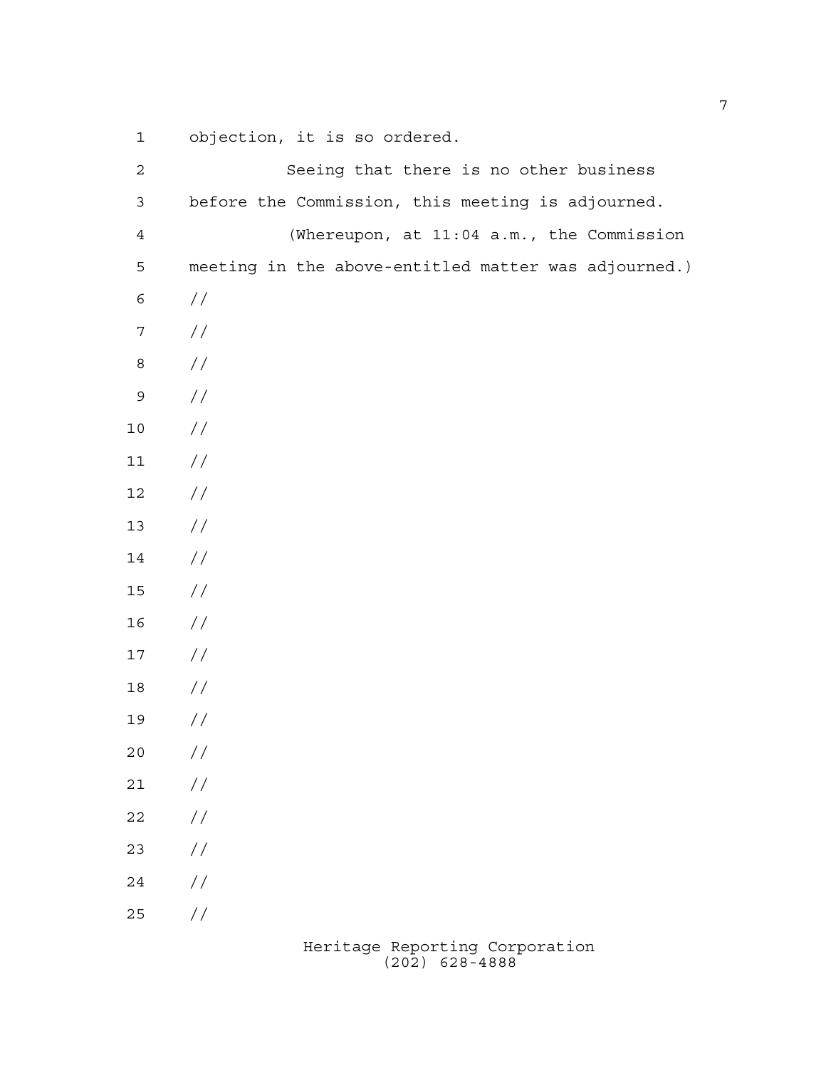objection, it is so ordered.

Seeing that there is no other business before the Commission, this meeting is adjourned.

(Whereupon, at 11:04 a.m., the Commission meeting in the above-entitled matter was adjourned.)

//

//

//

//

//

//

//

//

//

//

//

//

//

//

//

//

//

//

//

//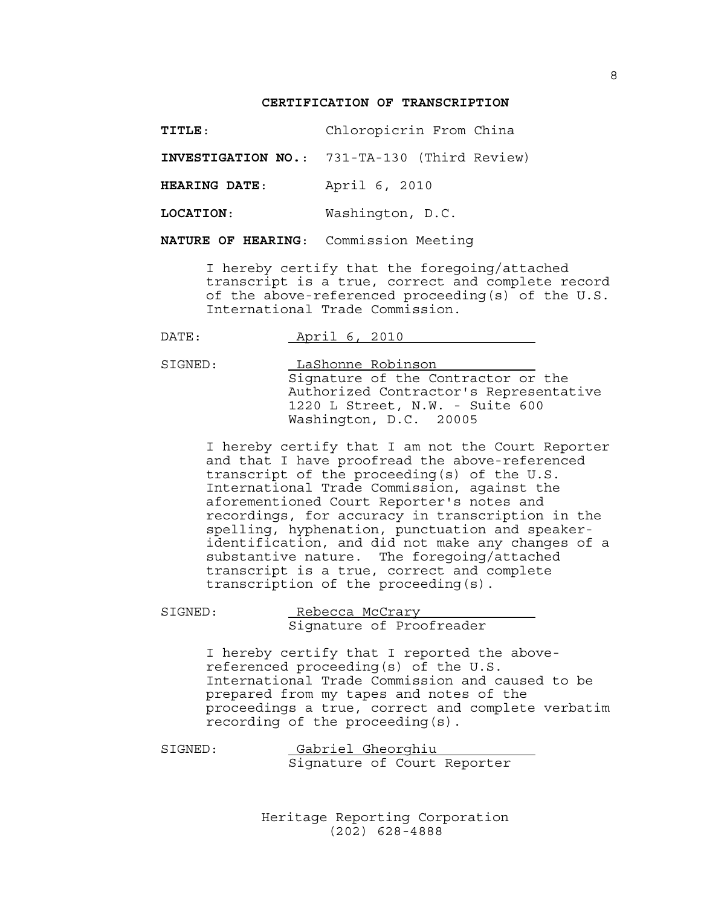**CERTIFICATION OF TRANSCRIPTION**

**TITLE**: Chloropicrin From China

**INVESTIGATION NO.**: 731-TA-130 (Third Review)

**HEARING DATE**: April 6, 2010

**LOCATION**: Washington, D.C.

**NATURE OF HEARING**: Commission Meeting

I hereby certify that the foregoing/attached transcript is a true, correct and complete record of the above-referenced proceeding(s) of the U.S. International Trade Commission.

DATE: April 6, 2010

SIGNED: LaShonne Robinson
Signature of the Contractor or the Authorized Contractor's Representative
1220 L Street, N.W. - Suite 600
Washington, D.C. 20005

I hereby certify that I am not the Court Reporter and that I have proofread the above-referenced transcript of the proceeding(s) of the U.S. International Trade Commission, against the aforementioned Court Reporter's notes and recordings, for accuracy in transcription in the spelling, hyphenation, punctuation and speaker-identification, and did not make any changes of a substantive nature. The foregoing/attached transcript is a true, correct and complete transcription of the proceeding(s).

SIGNED: Rebecca McCrary
Signature of Proofreader

I hereby certify that I reported the above-referenced proceeding(s) of the U.S. International Trade Commission and caused to be prepared from my tapes and notes of the proceedings a true, correct and complete verbatim recording of the proceeding(s).

SIGNED: Gabriel Gheorghiu
Signature of Court Reporter